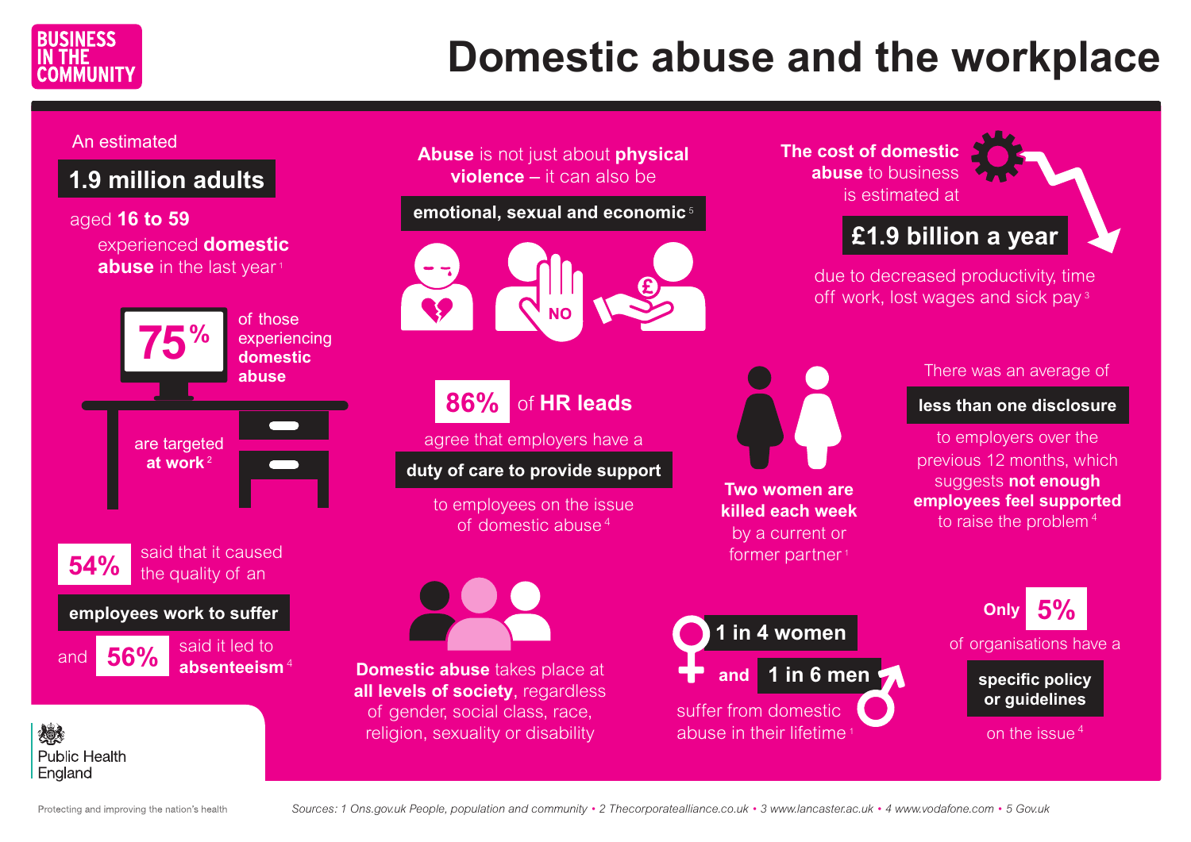**BUSINESS IN THE COMMUNITY**

# Domestic abuse and the workplace

An estimated **1.9 million adults** aged **16 to 59** experienced **domestic abuse** in the last year[1]

**75%** of those experiencing **domestic abuse** are targeted **at work**[2]

**54%** said that it caused the quality of an **employees work to suffer** and **56%** said it led to **absenteeism**[4]

**Abuse** is not just about **physical violence** – it can also be **emotional, sexual and economic**[5]

NO

£

**86%** of **HR leads** agree that employers have a **duty of care to provide support** to employees on the issue of domestic abuse[4]

**Domestic abuse** takes place at **all levels of society**, regardless of gender, social class, race, religion, sexuality or disability

**The cost of domestic abuse** to business is estimated at **£1.9 billion a year** due to decreased productivity, time off work, lost wages and sick pay[3]

**Two women are killed each week** by a current or former partner[1]

There was an average of **less than one disclosure** to employers over the previous 12 months, which suggests **not enough employees feel supported** to raise the problem[4]

**1 in 4 women** and **1 in 6 men** suffer from domestic abuse in their lifetime[1]

**Only 5%** of organisations have a **specific policy or guidelines** on the issue[4]

Public Health England

Protecting and improving the nation's health

*Sources: 1 Ons.gov.uk People, population and community • 2 Thecorporatealliance.co.uk • 3 www.lancaster.ac.uk • 4 www.vodafone.com • 5 Gov.uk*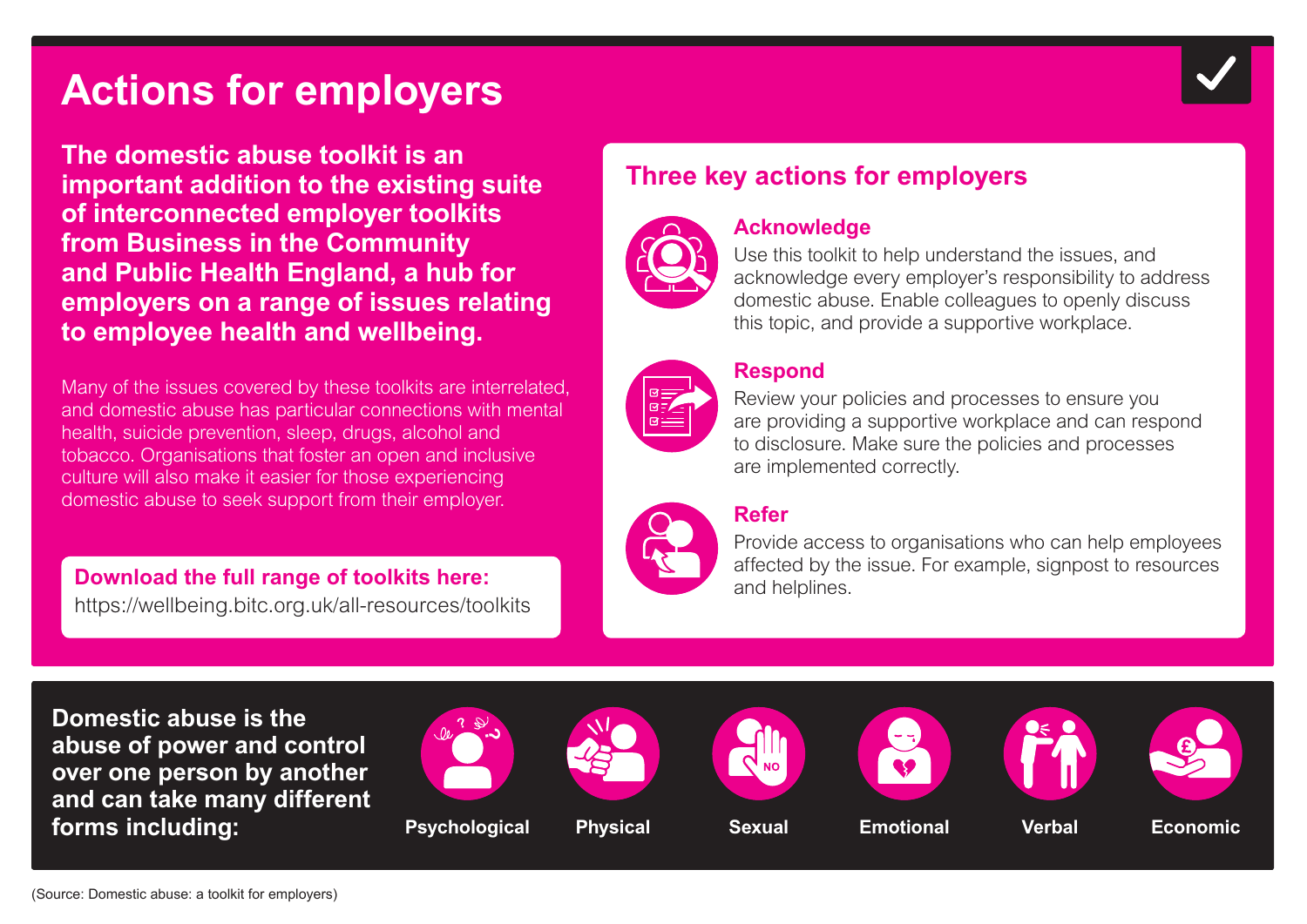# Actions for employers

**The domestic abuse toolkit is an important addition to the existing suite of interconnected employer toolkits from Business in the Community and Public Health England, a hub for employers on a range of issues relating to employee health and wellbeing.**

Many of the issues covered by these toolkits are interrelated, and domestic abuse has particular connections with mental health, suicide prevention, sleep, drugs, alcohol and tobacco. Organisations that foster an open and inclusive culture will also make it easier for those experiencing domestic abuse to seek support from their employer.

**Download the full range of toolkits here:**
https://wellbeing.bitc.org.uk/all-resources/toolkits

## Three key actions for employers

### Acknowledge

Use this toolkit to help understand the issues, and acknowledge every employer's responsibility to address domestic abuse. Enable colleagues to openly discuss this topic, and provide a supportive workplace.

### Respond

Review your policies and processes to ensure you are providing a supportive workplace and can respond to disclosure. Make sure the policies and processes are implemented correctly.

### Refer

Provide access to organisations who can help employees affected by the issue. For example, signpost to resources and helplines.

**Domestic abuse is the abuse of power and control over one person by another and can take many different forms including:**

- Psychological
- Physical
- Sexual
- Emotional
- Verbal
- Economic

(Source: Domestic abuse: a toolkit for employers)